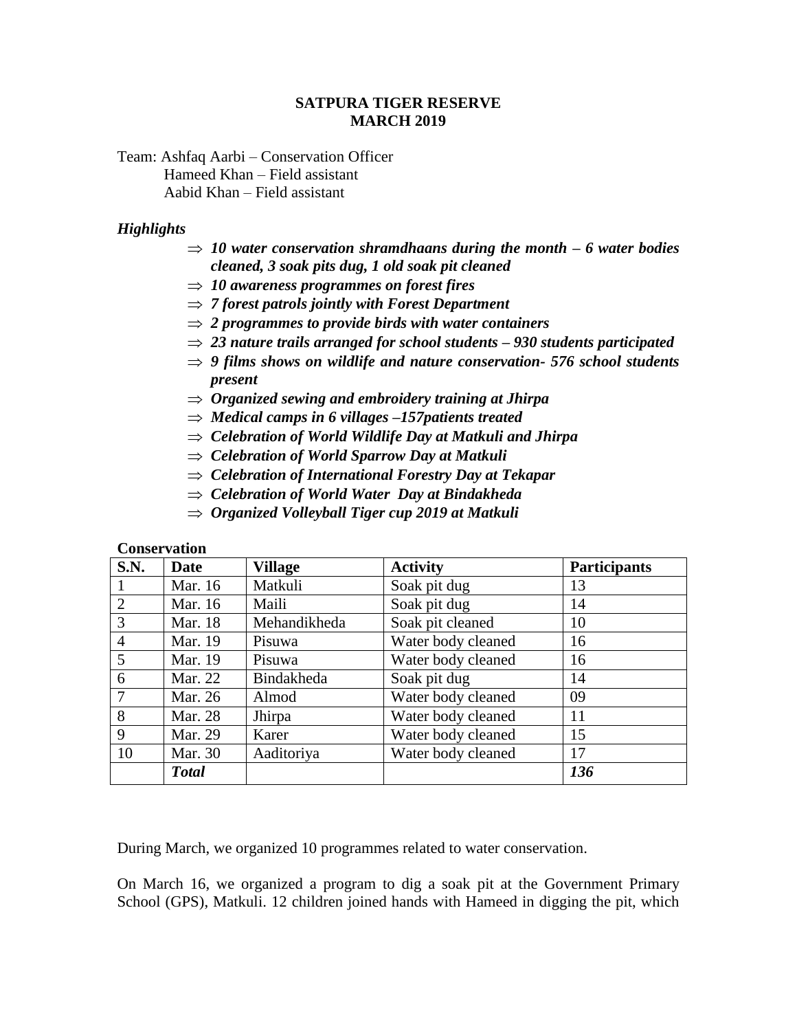# SATPURA TIGER RESERVE
## MARCH 2019

Team: Ashfaq Aarbi – Conservation Officer
Hameed Khan – Field assistant
Aabid Khan – Field assistant

### *Highlights*

- ⇒ ***10 water conservation shramdhaans during the month – 6 water bodies cleaned, 3 soak pits dug, 1 old soak pit cleaned***
- ⇒ ***10 awareness programmes on forest fires***
- ⇒ ***7 forest patrols jointly with Forest Department***
- ⇒ ***2 programmes to provide birds with water containers***
- ⇒ ***23 nature trails arranged for school students – 930 students participated***
- ⇒ ***9 films shows on wildlife and nature conservation- 576 school students present***
- ⇒ ***Organized sewing and embroidery training at Jhirpa***
- ⇒ ***Medical camps in 6 villages –157patients treated***
- ⇒ ***Celebration of World Wildlife Day at Matkuli and Jhirpa***
- ⇒ ***Celebration of World Sparrow Day at Matkuli***
- ⇒ ***Celebration of International Forestry Day at Tekapar***
- ⇒ ***Celebration of World Water Day at Bindakheda***
- ⇒ ***Organized Volleyball Tiger cup 2019 at Matkuli***

**Conservation**

| S.N. | Date | Village | Activity | Participants |
|---|---|---|---|---|
| 1 | Mar. 16 | Matkuli | Soak pit dug | 13 |
| 2 | Mar. 16 | Maili | Soak pit dug | 14 |
| 3 | Mar. 18 | Mehandikheda | Soak pit cleaned | 10 |
| 4 | Mar. 19 | Pisuwa | Water body cleaned | 16 |
| 5 | Mar. 19 | Pisuwa | Water body cleaned | 16 |
| 6 | Mar. 22 | Bindakheda | Soak pit dug | 14 |
| 7 | Mar. 26 | Almod | Water body cleaned | 09 |
| 8 | Mar. 28 | Jhirpa | Water body cleaned | 11 |
| 9 | Mar. 29 | Karer | Water body cleaned | 15 |
| 10 | Mar. 30 | Aaditoriya | Water body cleaned | 17 |
| | ***Total*** | | | ***136*** |

During March, we organized 10 programmes related to water conservation.

On March 16, we organized a program to dig a soak pit at the Government Primary School (GPS), Matkuli. 12 children joined hands with Hameed in digging the pit, which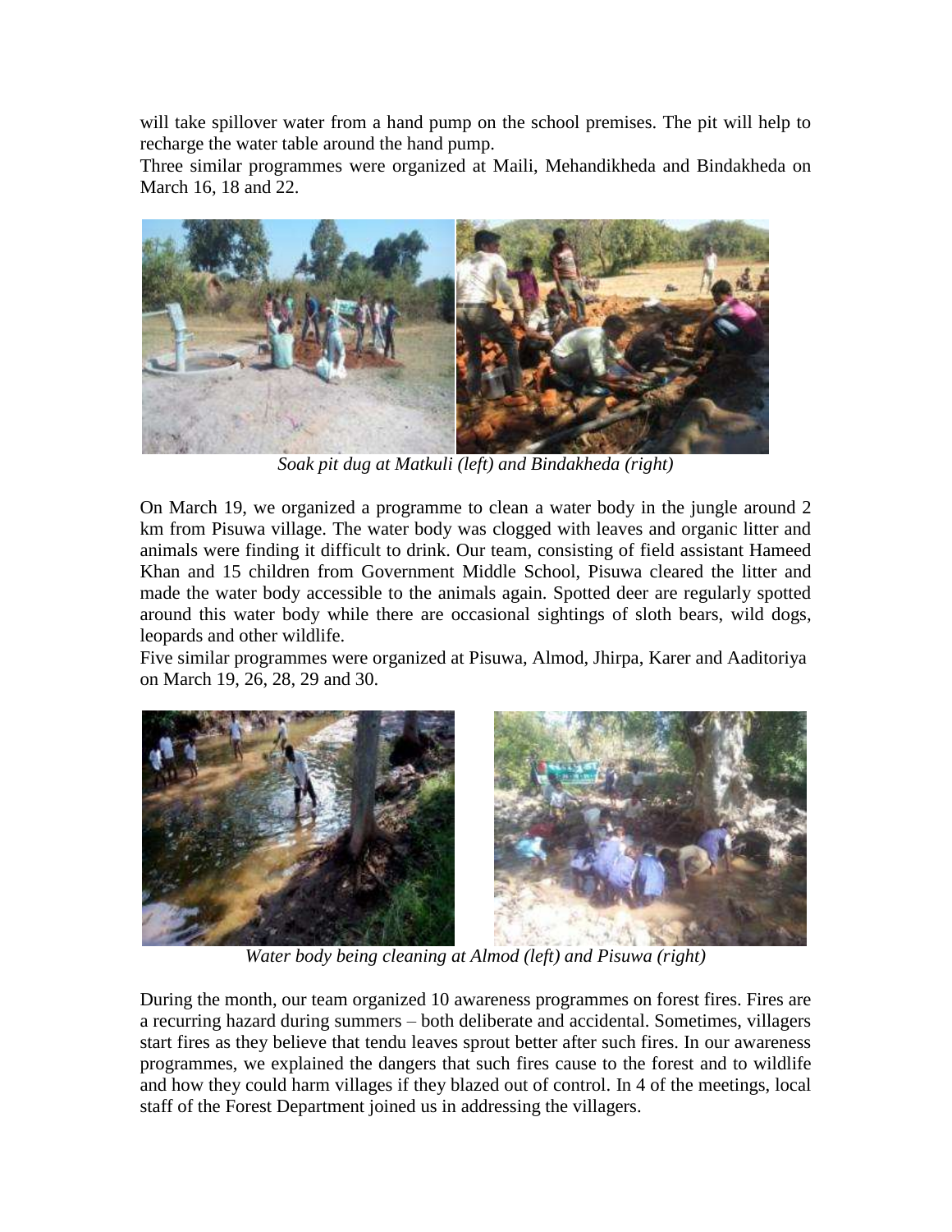will take spillover water from a hand pump on the school premises. The pit will help to recharge the water table around the hand pump.

Three similar programmes were organized at Maili, Mehandikheda and Bindakheda on March 16, 18 and 22.

*Soak pit dug at Matkuli (left) and Bindakheda (right)*

On March 19, we organized a programme to clean a water body in the jungle around 2 km from Pisuwa village. The water body was clogged with leaves and organic litter and animals were finding it difficult to drink. Our team, consisting of field assistant Hameed Khan and 15 children from Government Middle School, Pisuwa cleared the litter and made the water body accessible to the animals again. Spotted deer are regularly spotted around this water body while there are occasional sightings of sloth bears, wild dogs, leopards and other wildlife.

Five similar programmes were organized at Pisuwa, Almod, Jhirpa, Karer and Aaditoriya on March 19, 26, 28, 29 and 30.

*Water body being cleaning at Almod (left) and Pisuwa (right)*

During the month, our team organized 10 awareness programmes on forest fires. Fires are a recurring hazard during summers – both deliberate and accidental. Sometimes, villagers start fires as they believe that tendu leaves sprout better after such fires. In our awareness programmes, we explained the dangers that such fires cause to the forest and to wildlife and how they could harm villages if they blazed out of control. In 4 of the meetings, local staff of the Forest Department joined us in addressing the villagers.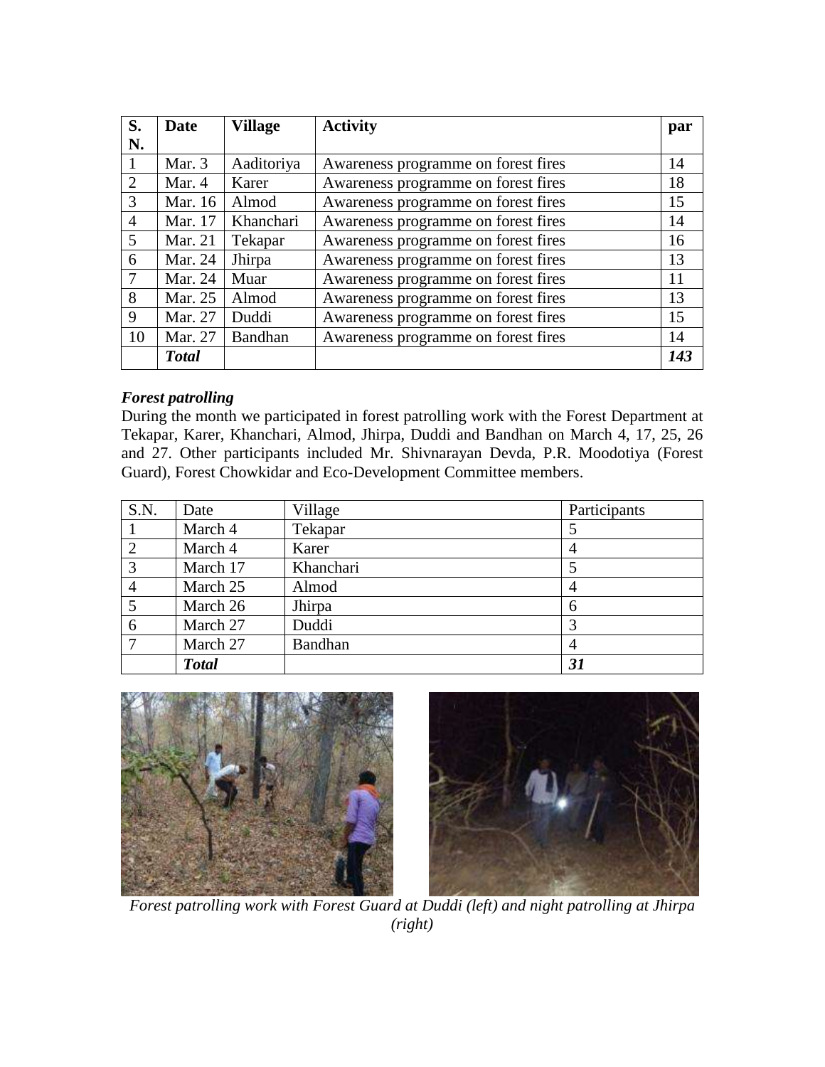| S. N. | Date | Village | Activity | par |
| --- | --- | --- | --- | --- |
| 1 | Mar. 3 | Aaditoriya | Awareness programme on forest fires | 14 |
| 2 | Mar. 4 | Karer | Awareness programme on forest fires | 18 |
| 3 | Mar. 16 | Almod | Awareness programme on forest fires | 15 |
| 4 | Mar. 17 | Khanchari | Awareness programme on forest fires | 14 |
| 5 | Mar. 21 | Tekapar | Awareness programme on forest fires | 16 |
| 6 | Mar. 24 | Jhirpa | Awareness programme on forest fires | 13 |
| 7 | Mar. 24 | Muar | Awareness programme on forest fires | 11 |
| 8 | Mar. 25 | Almod | Awareness programme on forest fires | 13 |
| 9 | Mar. 27 | Duddi | Awareness programme on forest fires | 15 |
| 10 | Mar. 27 | Bandhan | Awareness programme on forest fires | 14 |
| | ***Total*** | | | ***143*** |

***Forest patrolling***

During the month we participated in forest patrolling work with the Forest Department at Tekapar, Karer, Khanchari, Almod, Jhirpa, Duddi and Bandhan on March 4, 17, 25, 26 and 27. Other participants included Mr. Shivnarayan Devda, P.R. Moodotiya (Forest Guard), Forest Chowkidar and Eco-Development Committee members.

| S.N. | Date | Village | Participants |
| --- | --- | --- | --- |
| 1 | March 4 | Tekapar | 5 |
| 2 | March 4 | Karer | 4 |
| 3 | March 17 | Khanchari | 5 |
| 4 | March 25 | Almod | 4 |
| 5 | March 26 | Jhirpa | 6 |
| 6 | March 27 | Duddi | 3 |
| 7 | March 27 | Bandhan | 4 |
| | ***Total*** | | ***31*** |

*Forest patrolling work with Forest Guard at Duddi (left) and night patrolling at Jhirpa (right)*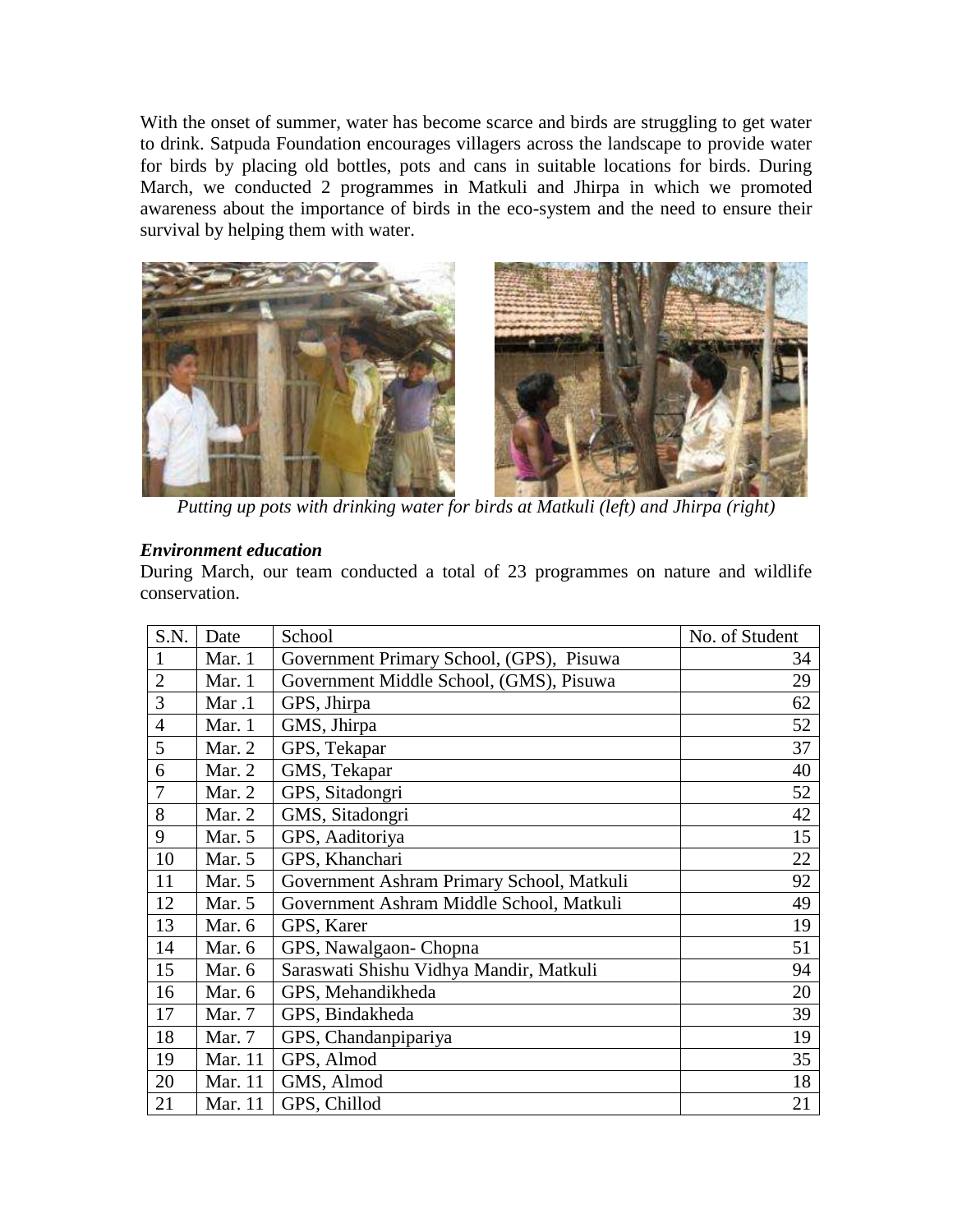With the onset of summer, water has become scarce and birds are struggling to get water to drink. Satpuda Foundation encourages villagers across the landscape to provide water for birds by placing old bottles, pots and cans in suitable locations for birds. During March, we conducted 2 programmes in Matkuli and Jhirpa in which we promoted awareness about the importance of birds in the eco-system and the need to ensure their survival by helping them with water.

*Putting up pots with drinking water for birds at Matkuli (left) and Jhirpa (right)*

***Environment education***

During March, our team conducted a total of 23 programmes on nature and wildlife conservation.

| S.N. | Date | School | No. of Student |
|---|---|---|---|
| 1 | Mar. 1 | Government Primary School, (GPS), Pisuwa | 34 |
| 2 | Mar. 1 | Government Middle School, (GMS), Pisuwa | 29 |
| 3 | Mar .1 | GPS, Jhirpa | 62 |
| 4 | Mar. 1 | GMS, Jhirpa | 52 |
| 5 | Mar. 2 | GPS, Tekapar | 37 |
| 6 | Mar. 2 | GMS, Tekapar | 40 |
| 7 | Mar. 2 | GPS, Sitadongri | 52 |
| 8 | Mar. 2 | GMS, Sitadongri | 42 |
| 9 | Mar. 5 | GPS, Aaditoriya | 15 |
| 10 | Mar. 5 | GPS, Khanchari | 22 |
| 11 | Mar. 5 | Government Ashram Primary School, Matkuli | 92 |
| 12 | Mar. 5 | Government Ashram Middle School, Matkuli | 49 |
| 13 | Mar. 6 | GPS, Karer | 19 |
| 14 | Mar. 6 | GPS, Nawalgaon- Chopna | 51 |
| 15 | Mar. 6 | Saraswati Shishu Vidhya Mandir, Matkuli | 94 |
| 16 | Mar. 6 | GPS, Mehandikheda | 20 |
| 17 | Mar. 7 | GPS, Bindakheda | 39 |
| 18 | Mar. 7 | GPS, Chandanpipariya | 19 |
| 19 | Mar. 11 | GPS, Almod | 35 |
| 20 | Mar. 11 | GMS, Almod | 18 |
| 21 | Mar. 11 | GPS, Chillod | 21 |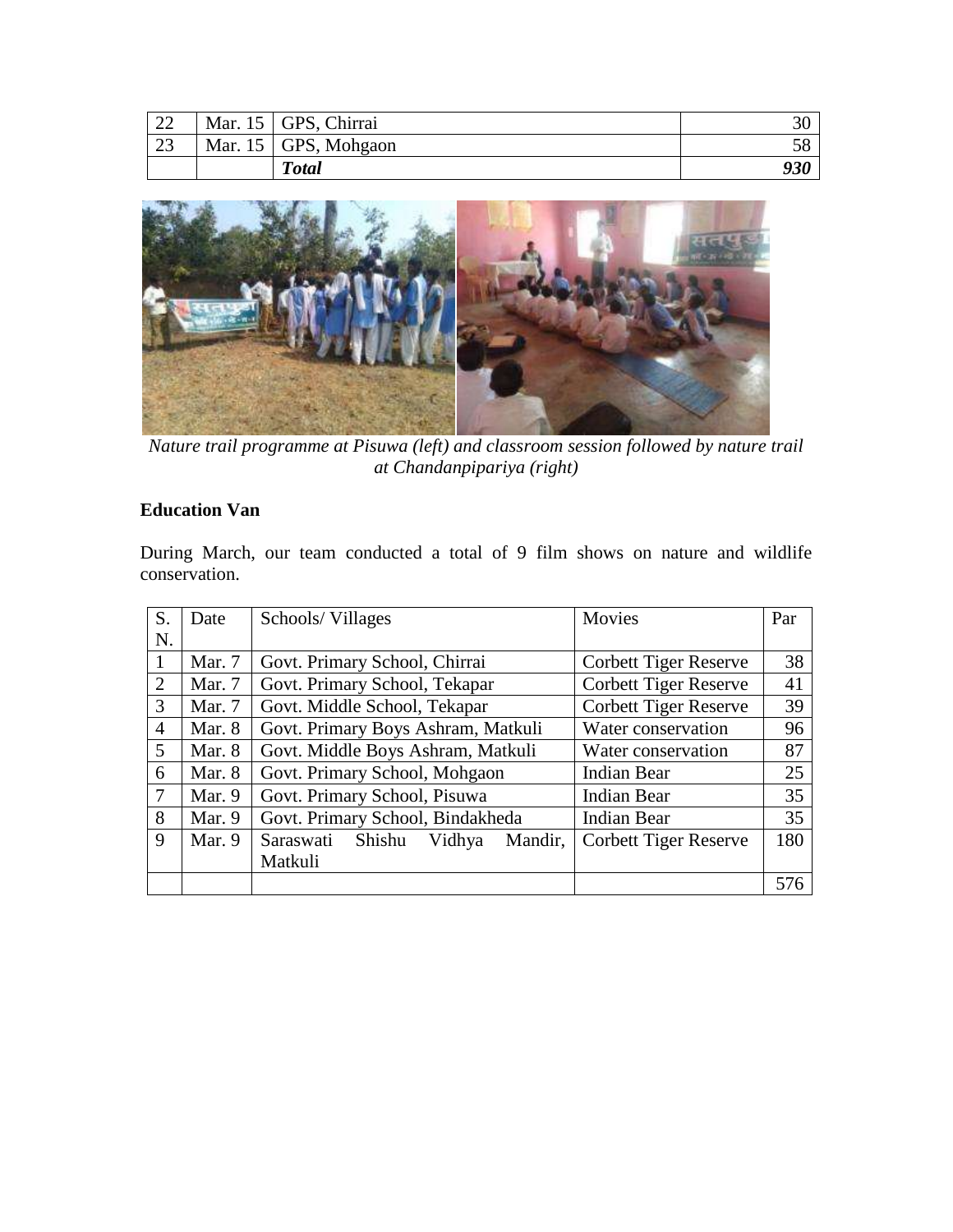| 22 | Mar. 15 | GPS, Chirrai | 30 |
|---|---|---|---|
| 23 | Mar. 15 | GPS, Mohgaon | 58 |
| | | ***Total*** | ***930*** |

*Nature trail programme at Pisuwa (left) and classroom session followed by nature trail at Chandanpipariya (right)*

**Education Van**

During March, our team conducted a total of 9 film shows on nature and wildlife conservation.

| S. N. | Date | Schools/ Villages | Movies | Par |
|---|---|---|---|---|
| 1 | Mar. 7 | Govt. Primary School, Chirrai | Corbett Tiger Reserve | 38 |
| 2 | Mar. 7 | Govt. Primary School, Tekapar | Corbett Tiger Reserve | 41 |
| 3 | Mar. 7 | Govt. Middle School, Tekapar | Corbett Tiger Reserve | 39 |
| 4 | Mar. 8 | Govt. Primary Boys Ashram, Matkuli | Water conservation | 96 |
| 5 | Mar. 8 | Govt. Middle Boys Ashram, Matkuli | Water conservation | 87 |
| 6 | Mar. 8 | Govt. Primary School, Mohgaon | Indian Bear | 25 |
| 7 | Mar. 9 | Govt. Primary School, Pisuwa | Indian Bear | 35 |
| 8 | Mar. 9 | Govt. Primary School, Bindakheda | Indian Bear | 35 |
| 9 | Mar. 9 | Saraswati Shishu Vidhya Mandir, Matkuli | Corbett Tiger Reserve | 180 |
| | | | | 576 |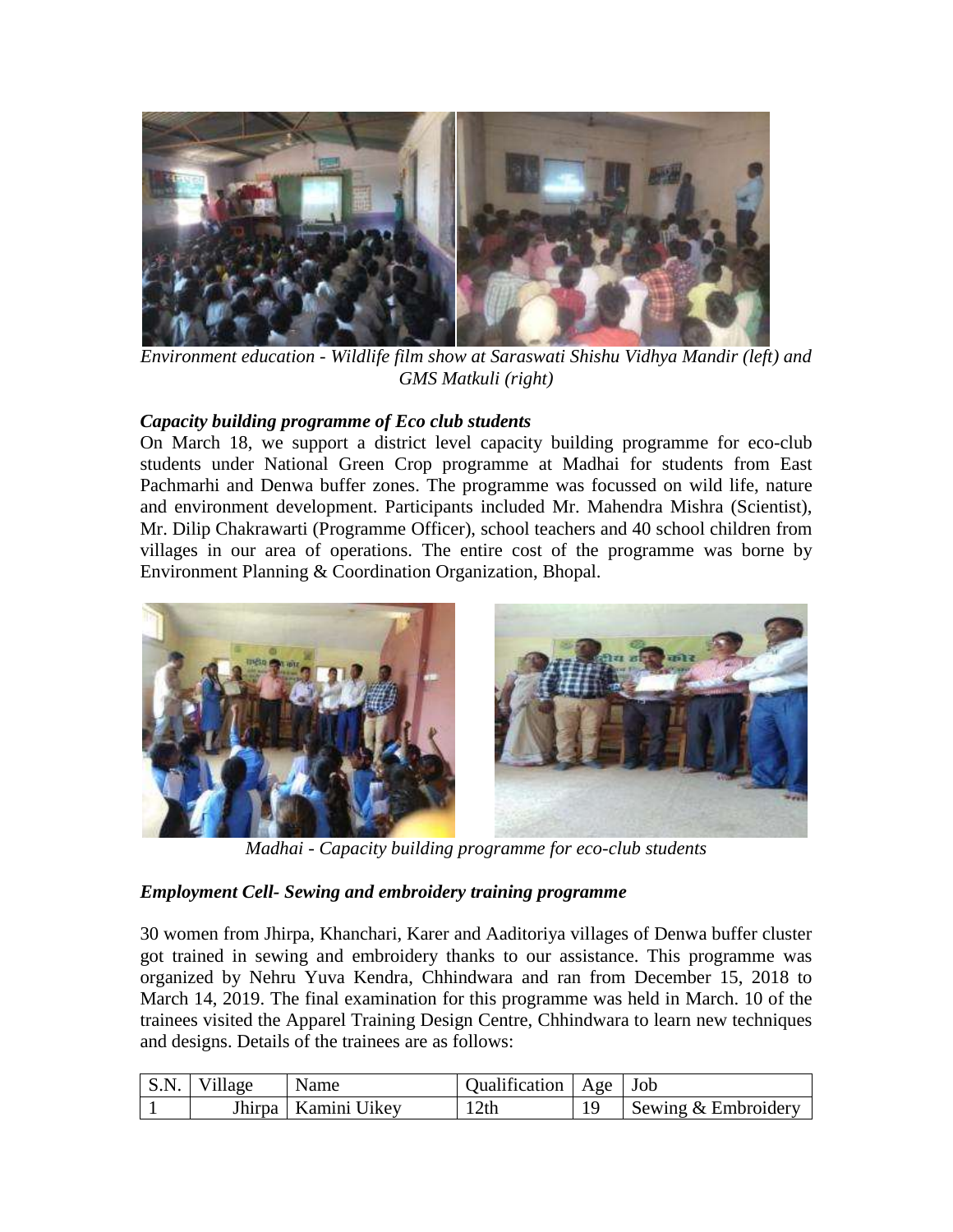*Environment education - Wildlife film show at Saraswati Shishu Vidhya Mandir (left) and GMS Matkuli (right)*

### *Capacity building programme of Eco club students*

On March 18, we support a district level capacity building programme for eco-club students under National Green Crop programme at Madhai for students from East Pachmarhi and Denwa buffer zones. The programme was focussed on wild life, nature and environment development. Participants included Mr. Mahendra Mishra (Scientist), Mr. Dilip Chakrawarti (Programme Officer), school teachers and 40 school children from villages in our area of operations. The entire cost of the programme was borne by Environment Planning & Coordination Organization, Bhopal.

*Madhai - Capacity building programme for eco-club students*

### *Employment Cell- Sewing and embroidery training programme*

30 women from Jhirpa, Khanchari, Karer and Aaditoriya villages of Denwa buffer cluster got trained in sewing and embroidery thanks to our assistance. This programme was organized by Nehru Yuva Kendra, Chhindwara and ran from December 15, 2018 to March 14, 2019. The final examination for this programme was held in March. 10 of the trainees visited the Apparel Training Design Centre, Chhindwara to learn new techniques and designs. Details of the trainees are as follows:

| S.N. | Village | Name | Qualification | Age | Job |
|---|---|---|---|---|---|
| 1 | Jhirpa | Kamini Uikey | 12th | 19 | Sewing & Embroidery |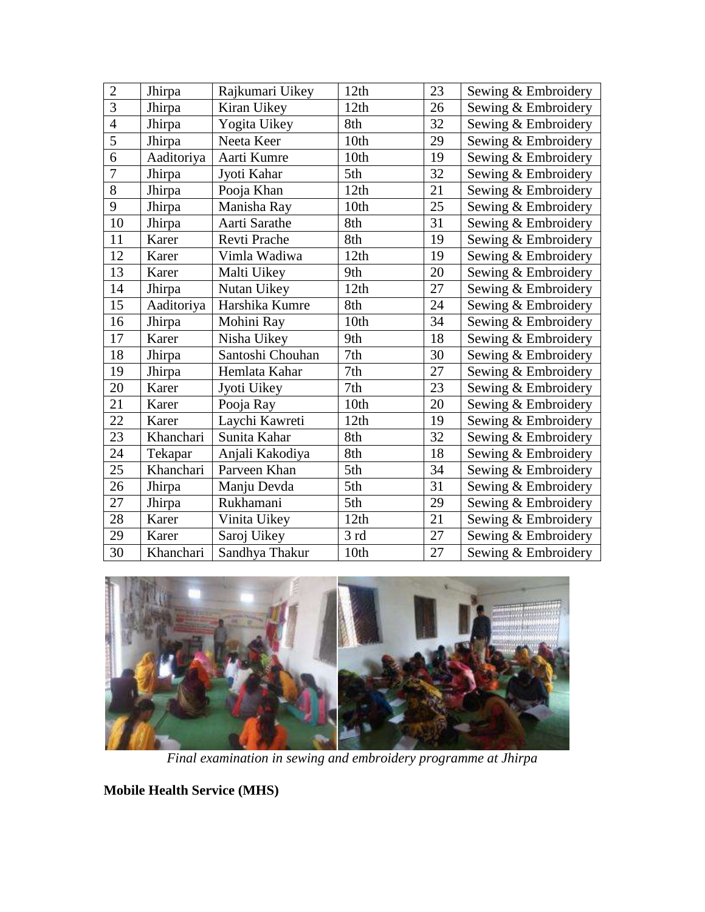| 2 | Jhirpa | Rajkumari Uikey | 12th | 23 | Sewing & Embroidery |
|---|---|---|---|---|---|
| 3 | Jhirpa | Kiran Uikey | 12th | 26 | Sewing & Embroidery |
| 4 | Jhirpa | Yogita Uikey | 8th | 32 | Sewing & Embroidery |
| 5 | Jhirpa | Neeta Keer | 10th | 29 | Sewing & Embroidery |
| 6 | Aaditoriya | Aarti Kumre | 10th | 19 | Sewing & Embroidery |
| 7 | Jhirpa | Jyoti Kahar | 5th | 32 | Sewing & Embroidery |
| 8 | Jhirpa | Pooja Khan | 12th | 21 | Sewing & Embroidery |
| 9 | Jhirpa | Manisha Ray | 10th | 25 | Sewing & Embroidery |
| 10 | Jhirpa | Aarti Sarathe | 8th | 31 | Sewing & Embroidery |
| 11 | Karer | Revti Prache | 8th | 19 | Sewing & Embroidery |
| 12 | Karer | Vimla Wadiwa | 12th | 19 | Sewing & Embroidery |
| 13 | Karer | Malti Uikey | 9th | 20 | Sewing & Embroidery |
| 14 | Jhirpa | Nutan Uikey | 12th | 27 | Sewing & Embroidery |
| 15 | Aaditoriya | Harshika Kumre | 8th | 24 | Sewing & Embroidery |
| 16 | Jhirpa | Mohini Ray | 10th | 34 | Sewing & Embroidery |
| 17 | Karer | Nisha Uikey | 9th | 18 | Sewing & Embroidery |
| 18 | Jhirpa | Santoshi Chouhan | 7th | 30 | Sewing & Embroidery |
| 19 | Jhirpa | Hemlata Kahar | 7th | 27 | Sewing & Embroidery |
| 20 | Karer | Jyoti Uikey | 7th | 23 | Sewing & Embroidery |
| 21 | Karer | Pooja Ray | 10th | 20 | Sewing & Embroidery |
| 22 | Karer | Laychi Kawreti | 12th | 19 | Sewing & Embroidery |
| 23 | Khanchari | Sunita Kahar | 8th | 32 | Sewing & Embroidery |
| 24 | Tekapar | Anjali Kakodiya | 8th | 18 | Sewing & Embroidery |
| 25 | Khanchari | Parveen Khan | 5th | 34 | Sewing & Embroidery |
| 26 | Jhirpa | Manju Devda | 5th | 31 | Sewing & Embroidery |
| 27 | Jhirpa | Rukhamani | 5th | 29 | Sewing & Embroidery |
| 28 | Karer | Vinita Uikey | 12th | 21 | Sewing & Embroidery |
| 29 | Karer | Saroj Uikey | 3 rd | 27 | Sewing & Embroidery |
| 30 | Khanchari | Sandhya Thakur | 10th | 27 | Sewing & Embroidery |

*Final examination in sewing and embroidery programme at Jhirpa*

**Mobile Health Service (MHS)**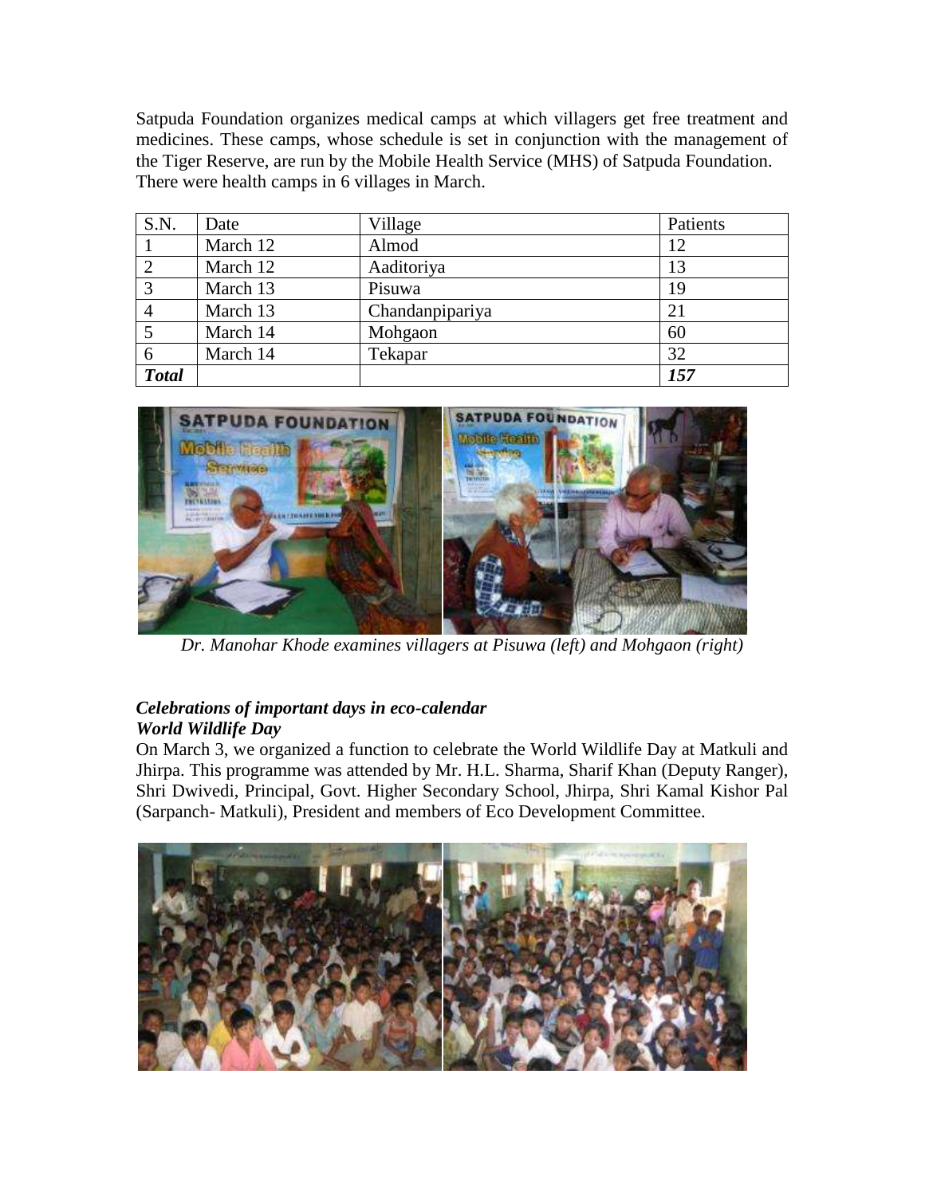Satpuda Foundation organizes medical camps at which villagers get free treatment and medicines. These camps, whose schedule is set in conjunction with the management of the Tiger Reserve, are run by the Mobile Health Service (MHS) of Satpuda Foundation. There were health camps in 6 villages in March.

| S.N. | Date | Village | Patients |
|---|---|---|---|
| 1 | March 12 | Almod | 12 |
| 2 | March 12 | Aaditoriya | 13 |
| 3 | March 13 | Pisuwa | 19 |
| 4 | March 13 | Chandanpipariya | 21 |
| 5 | March 14 | Mohgaon | 60 |
| 6 | March 14 | Tekapar | 32 |
| ***Total*** | | | ***157*** |

*Dr. Manohar Khode examines villagers at Pisuwa (left) and Mohgaon (right)*

### *Celebrations of important days in eco-calendar*

#### *World Wildlife Day*

On March 3, we organized a function to celebrate the World Wildlife Day at Matkuli and Jhirpa. This programme was attended by Mr. H.L. Sharma, Sharif Khan (Deputy Ranger), Shri Dwivedi, Principal, Govt. Higher Secondary School, Jhirpa, Shri Kamal Kishor Pal (Sarpanch- Matkuli), President and members of Eco Development Committee.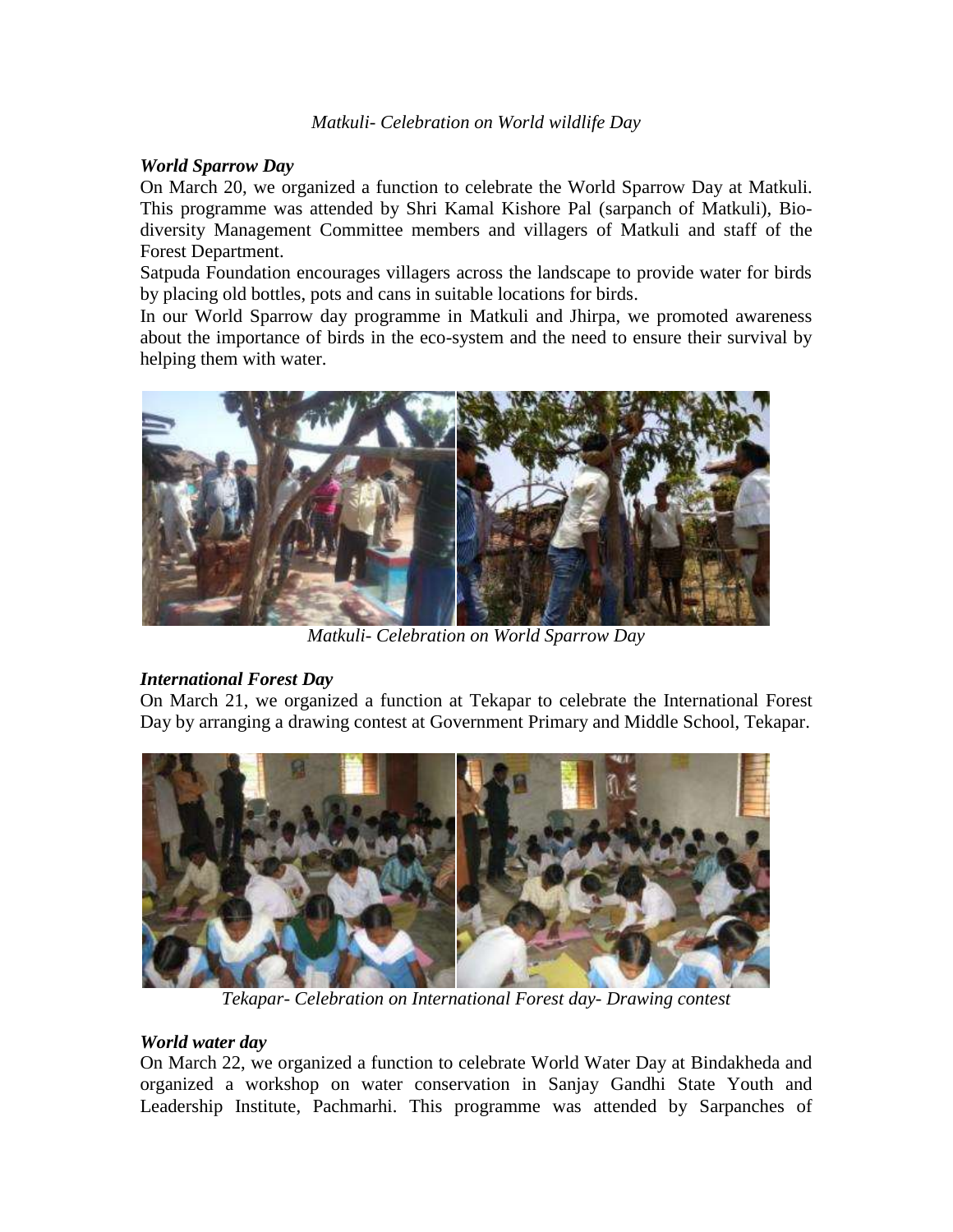*Matkuli- Celebration on World wildlife Day*

***World Sparrow Day***

On March 20, we organized a function to celebrate the World Sparrow Day at Matkuli. This programme was attended by Shri Kamal Kishore Pal (sarpanch of Matkuli), Bio-diversity Management Committee members and villagers of Matkuli and staff of the Forest Department.

Satpuda Foundation encourages villagers across the landscape to provide water for birds by placing old bottles, pots and cans in suitable locations for birds.

In our World Sparrow day programme in Matkuli and Jhirpa, we promoted awareness about the importance of birds in the eco-system and the need to ensure their survival by helping them with water.

*Matkuli- Celebration on World Sparrow Day*

***International Forest Day***

On March 21, we organized a function at Tekapar to celebrate the International Forest Day by arranging a drawing contest at Government Primary and Middle School, Tekapar.

*Tekapar- Celebration on International Forest day- Drawing contest*

***World water day***

On March 22, we organized a function to celebrate World Water Day at Bindakheda and organized a workshop on water conservation in Sanjay Gandhi State Youth and Leadership Institute, Pachmarhi. This programme was attended by Sarpanches of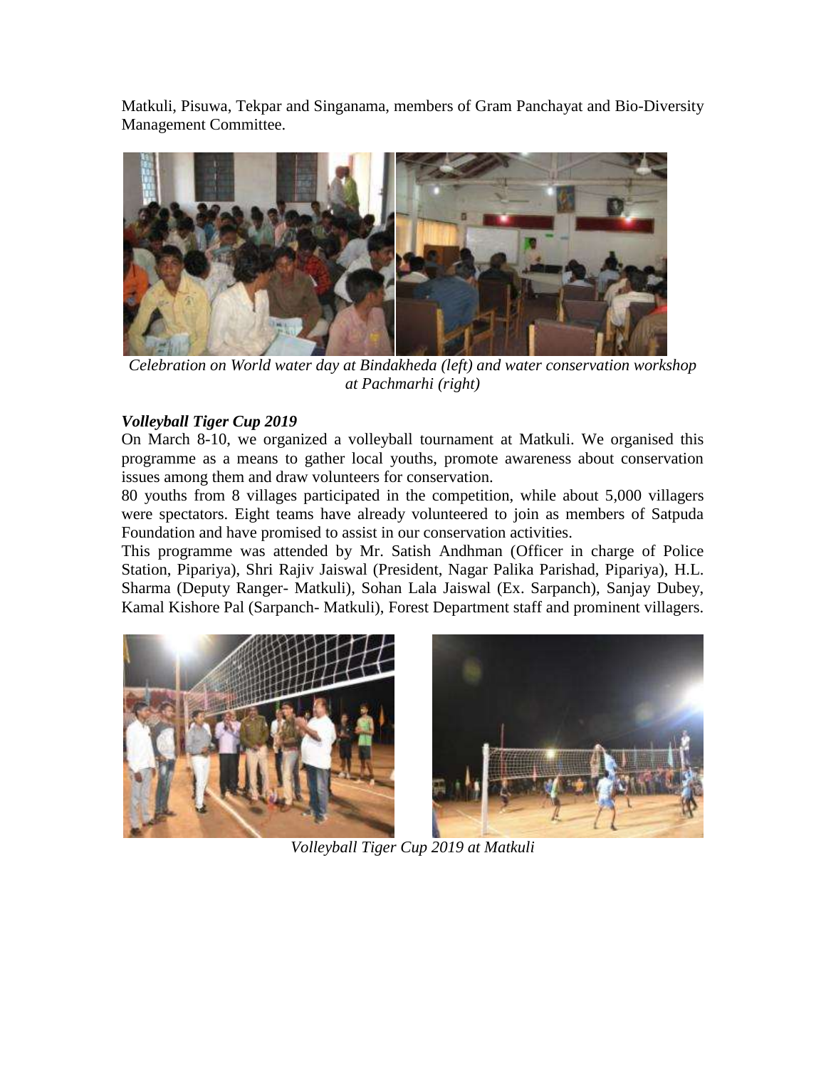Matkuli, Pisuwa, Tekpar and Singanama, members of Gram Panchayat and Bio-Diversity Management Committee.

*Celebration on World water day at Bindakheda (left) and water conservation workshop at Pachmarhi (right)*

***Volleyball Tiger Cup 2019***

On March 8-10, we organized a volleyball tournament at Matkuli. We organised this programme as a means to gather local youths, promote awareness about conservation issues among them and draw volunteers for conservation.

80 youths from 8 villages participated in the competition, while about 5,000 villagers were spectators. Eight teams have already volunteered to join as members of Satpuda Foundation and have promised to assist in our conservation activities.

This programme was attended by Mr. Satish Andhman (Officer in charge of Police Station, Pipariya), Shri Rajiv Jaiswal (President, Nagar Palika Parishad, Pipariya), H.L. Sharma (Deputy Ranger- Matkuli), Sohan Lala Jaiswal (Ex. Sarpanch), Sanjay Dubey, Kamal Kishore Pal (Sarpanch- Matkuli), Forest Department staff and prominent villagers.

*Volleyball Tiger Cup 2019 at Matkuli*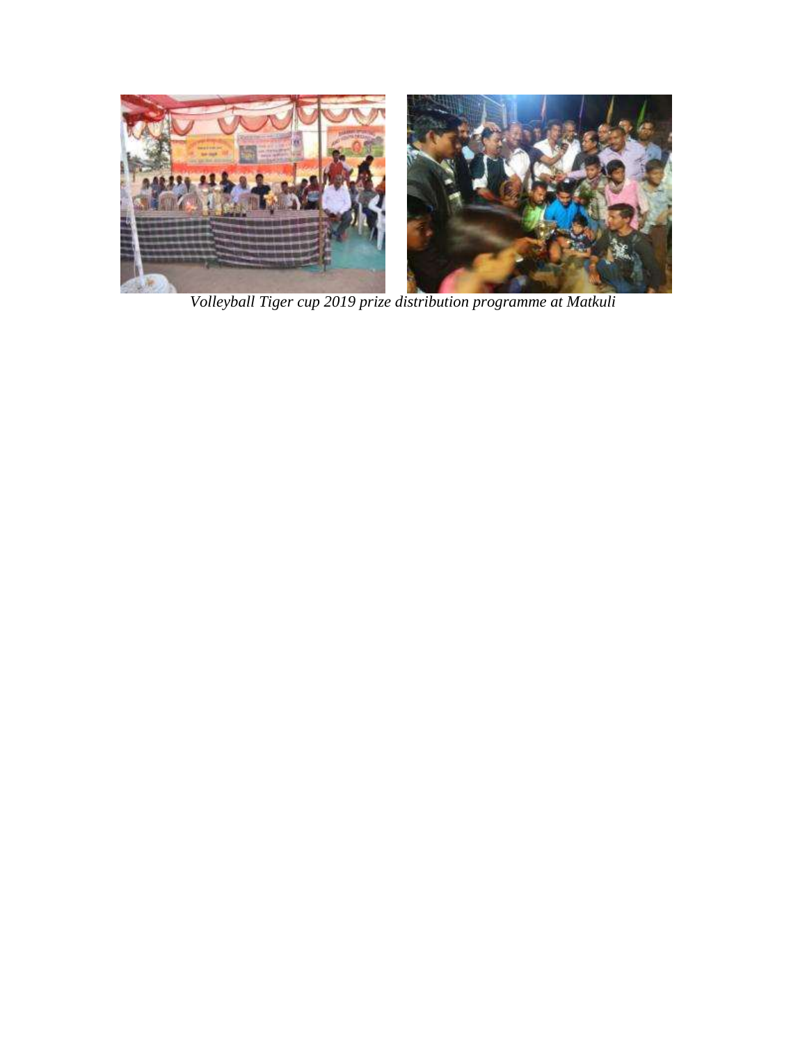*Volleyball Tiger cup 2019 prize distribution programme at Matkuli*